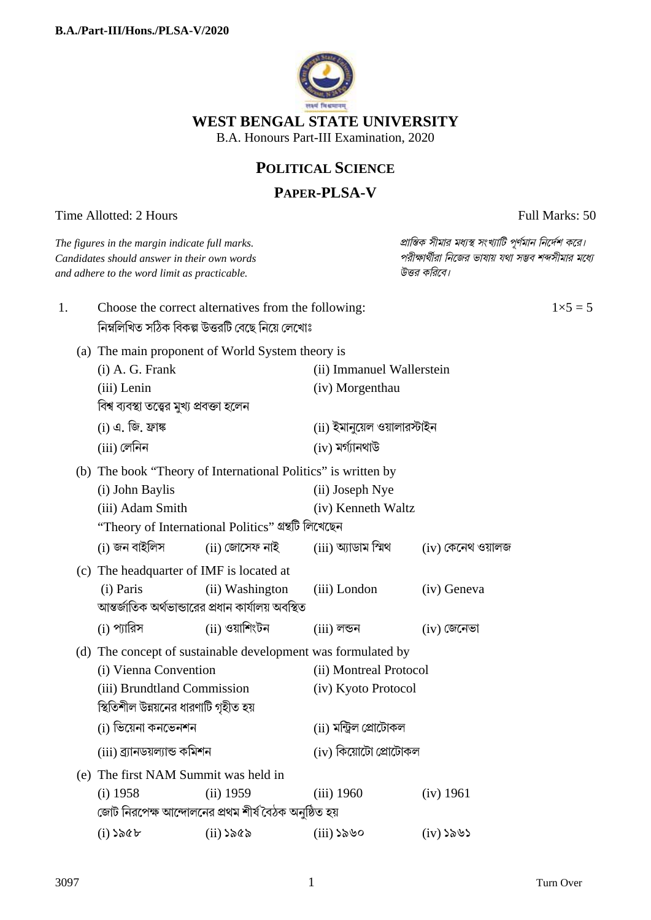B.A./Part-III/Hons./PLSA-V/2020

# WEST BENGAL STATE UNIVERSITY

B.A. Honours Part-III Examination, 2020

## POLITICAL SCIENCE

## PAPER-PLSA-V

Time Allotted: 2 Hours — Full Marks: 50

*The figures in the margin indicate full marks. Candidates should answer in their own words and adhere to the word limit as practicable.*

*প্রান্তিক সীমার মধ্যস্থ সংখ্যাটি পূর্ণমান নির্দেশ করে। পরীক্ষার্থীরা নিজের ভাষায় যথা সম্ভব শব্দসীমার মধ্যে উত্তর করিবে।*

1. Choose the correct alternatives from the following: $1\times5 = 5$

   নিম্নলিখিত সঠিক বিকল্প উত্তরটি বেছে নিয়ে লেখোঃ

   (a) The main proponent of World System theory is

   (i) A. G. Frank (ii) Immanuel Wallerstein
   (iii) Lenin (iv) Morgenthau

   বিশ্ব ব্যবস্থা তত্ত্বের মুখ্য প্রবক্তা হলেন

   (i) এ. জি. ফ্রাঙ্ক (ii) ইমানুয়েল ওয়ালারস্টাইন
   (iii) লেনিন (iv) মর্গ্যানথাউ

   (b) The book "Theory of International Politics" is written by

   (i) John Baylis (ii) Joseph Nye
   (iii) Adam Smith (iv) Kenneth Waltz

   "Theory of International Politics" গ্রন্থটি লিখেছেন

   (i) জন বাইলিস (ii) জোসেফ নাই (iii) অ্যাডাম স্মিথ (iv) কেনেথ ওয়ালজ

   (c) The headquarter of IMF is located at

   (i) Paris (ii) Washington (iii) London (iv) Geneva

   আন্তর্জাতিক অর্থভান্ডারের প্রধান কার্যালয় অবস্থিত

   (i) প্যারিস (ii) ওয়াশিংটন (iii) লন্ডন (iv) জেনেভা

   (d) The concept of sustainable development was formulated by

   (i) Vienna Convention (ii) Montreal Protocol
   (iii) Brundtland Commission (iv) Kyoto Protocol

   স্থিতিশীল উন্নয়নের ধারণাটি গৃহীত হয়

   (i) ভিয়েনা কনভেনশন (ii) মন্ট্রিল প্রোটোকল
   (iii) ব্র্যানডয়ল্যান্ড কমিশন (iv) কিয়োটো প্রোটোকল

   (e) The first NAM Summit was held in

   (i) 1958 (ii) 1959 (iii) 1960 (iv) 1961

   জোট নিরপেক্ষ আন্দোলনের প্রথম শীর্ষ বৈঠক অনুষ্ঠিত হয়

   (i) ১৯৫৮ (ii) ১৯৫৯ (iii) ১৯৬০ (iv) ১৯৬১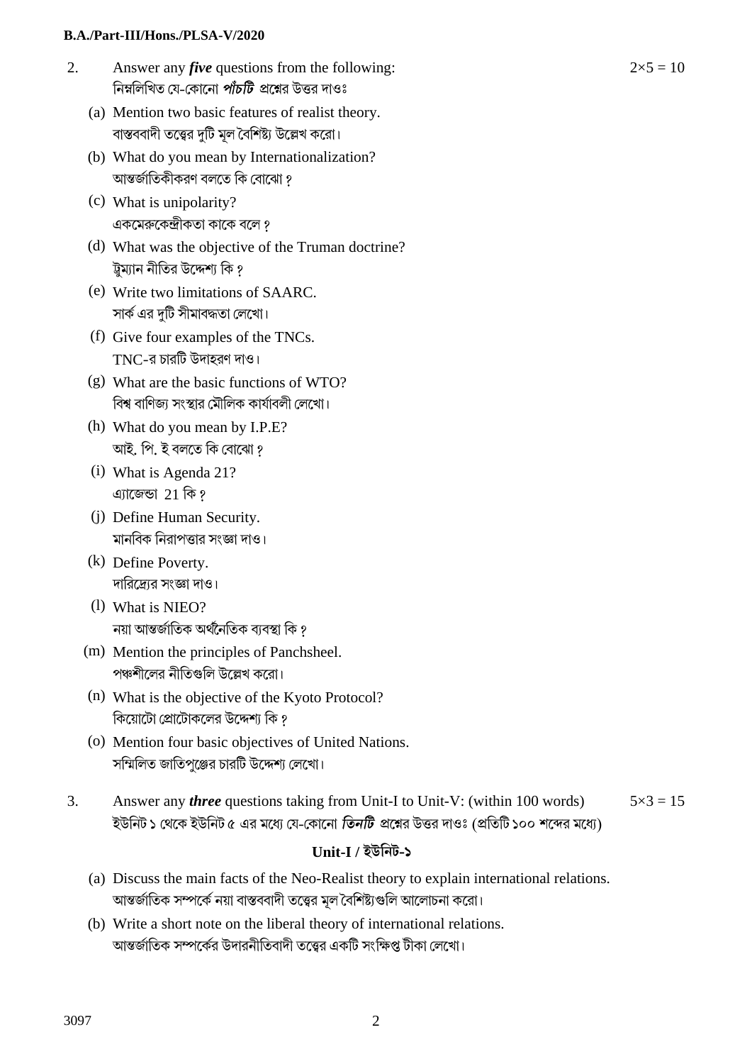2. Answer any ***five*** questions from the following: $2\times5 = 10$

নিম্নলিখিত যে-কোনো ***পাঁচটি*** প্রশ্নের উত্তর দাওঃ

(a) Mention two basic features of realist theory.
বাস্তববাদী তত্ত্বের দুটি মূল বৈশিষ্ট্য উল্লেখ করো।

(b) What do you mean by Internationalization?
আন্তর্জাতিকীকরণ বলতে কি বোঝো ?

(c) What is unipolarity?
একমেরুকেন্দ্রীকতা কাকে বলে ?

(d) What was the objective of the Truman doctrine?
ট্রুম্যান নীতির উদ্দেশ্য কি ?

(e) Write two limitations of SAARC.
সার্ক এর দুটি সীমাবদ্ধতা লেখো।

(f) Give four examples of the TNCs.
TNC-র চারটি উদাহরণ দাও।

(g) What are the basic functions of WTO?
বিশ্ব বাণিজ্য সংস্থার মৌলিক কার্যাবলী লেখো।

(h) What do you mean by I.P.E?
আই. পি. ই বলতে কি বোঝো ?

(i) What is Agenda 21?
এ্যাজেন্ডা 21 কি ?

(j) Define Human Security.
মানবিক নিরাপত্তার সংজ্ঞা দাও।

(k) Define Poverty.
দারিদ্র্যের সংজ্ঞা দাও।

(l) What is NIEO?
নয়া আন্তর্জাতিক অর্থনৈতিক ব্যবস্থা কি ?

(m) Mention the principles of Panchsheel.
পঞ্চশীলের নীতিগুলি উল্লেখ করো।

(n) What is the objective of the Kyoto Protocol?
কিয়োটো প্রোটোকলের উদ্দেশ্য কি ?

(o) Mention four basic objectives of United Nations.
সম্মিলিত জাতিপুঞ্জের চারটি উদ্দেশ্য লেখো।

3. Answer any ***three*** questions taking from Unit-I to Unit-V: (within 100 words) $5\times3 = 15$

ইউনিট ১ থেকে ইউনিট ৫ এর মধ্যে যে-কোনো ***তিনটি*** প্রশ্নের উত্তর দাওঃ (প্রতিটি ১০০ শব্দের মধ্যে)

## Unit-I / ইউনিট-১

(a) Discuss the main facts of the Neo-Realist theory to explain international relations.
আন্তর্জাতিক সম্পর্কে নয়া বাস্তববাদী তত্ত্বের মূল বৈশিষ্ট্যগুলি আলোচনা করো।

(b) Write a short note on the liberal theory of international relations.
আন্তর্জাতিক সম্পর্কের উদারনীতিবাদী তত্ত্বের একটি সংক্ষিপ্ত টীকা লেখো।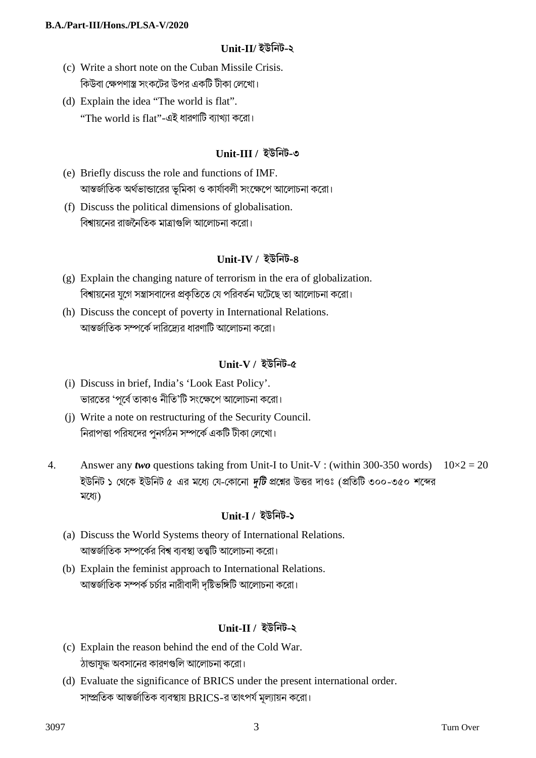### Unit-II/ ইউনিট-২

(c) Write a short note on the Cuban Missile Crisis.
কিউবা ক্ষেপণাস্ত্র সংকটের উপর একটি টীকা লেখো।

(d) Explain the idea "The world is flat".
"The world is flat"-এই ধারণাটি ব্যাখ্যা করো।

### Unit-III / ইউনিট-৩

(e) Briefly discuss the role and functions of IMF.
আন্তর্জাতিক অর্থভান্ডারের ভূমিকা ও কার্যাবলী সংক্ষেপে আলোচনা করো।

(f) Discuss the political dimensions of globalisation.
বিশ্বায়নের রাজনৈতিক মাত্রাগুলি আলোচনা করো।

### Unit-IV / ইউনিট-৪

(g) Explain the changing nature of terrorism in the era of globalization.
বিশ্বায়নের যুগে সন্ত্রাসবাদের প্রকৃতিতে যে পরিবর্তন ঘটেছে তা আলোচনা করো।

(h) Discuss the concept of poverty in International Relations.
আন্তর্জাতিক সম্পর্কে দারিদ্র্যের ধারণাটি আলোচনা করো।

### Unit-V / ইউনিট-৫

(i) Discuss in brief, India's 'Look East Policy'.
ভারতের 'পূর্বে তাকাও নীতি'টি সংক্ষেপে আলোচনা করো।

(j) Write a note on restructuring of the Security Council.
নিরাপত্তা পরিষদের পুনর্গঠন সম্পর্কে একটি টীকা লেখো।

4. Answer any ***two*** questions taking from Unit-I to Unit-V : (within 300-350 words) $10\times2 = 20$
ইউনিট ১ থেকে ইউনিট ৫ এর মধ্যে যে-কোনো ***দুটি*** প্রশ্নের উত্তর দাওঃ (প্রতিটি ৩০০-৩৫০ শব্দের মধ্যে)

### Unit-I / ইউনিট-১

(a) Discuss the World Systems theory of International Relations.
আন্তর্জাতিক সম্পর্কের বিশ্ব ব্যবস্থা তত্ত্বটি আলোচনা করো।

(b) Explain the feminist approach to International Relations.
আন্তর্জাতিক সম্পর্ক চর্চার নারীবাদী দৃষ্টিভঙ্গিটি আলোচনা করো।

### Unit-II / ইউনিট-২

(c) Explain the reason behind the end of the Cold War.
ঠান্ডাযুদ্ধ অবসানের কারণগুলি আলোচনা করো।

(d) Evaluate the significance of BRICS under the present international order.
সাম্প্রতিক আন্তর্জাতিক ব্যবস্থায় BRICS-র তাৎপর্য মূল্যায়ন করো।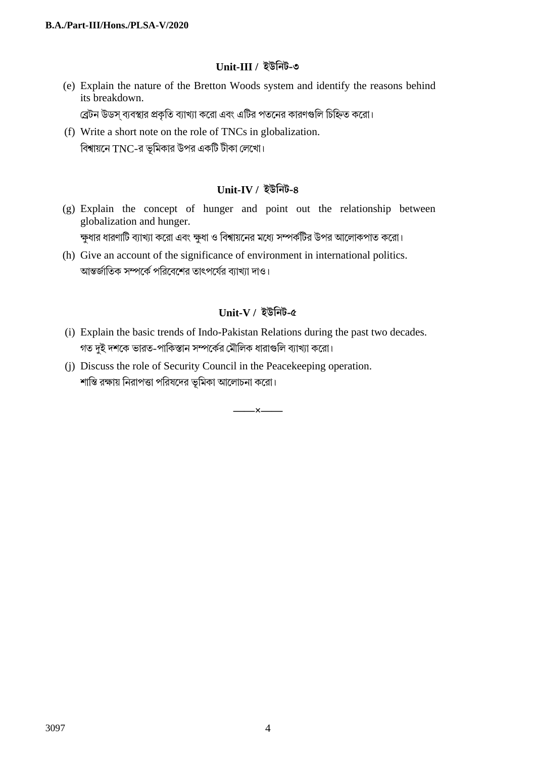## Unit-III / ইউনিট-৩

(e) Explain the nature of the Bretton Woods system and identify the reasons behind its breakdown.

ব্রেটন উডস্ ব্যবস্থার প্রকৃতি ব্যাখ্যা করো এবং এটির পতনের কারণগুলি চিহ্নিত করো।

(f) Write a short note on the role of TNCs in globalization.

বিশ্বায়নে TNC-র ভূমিকার উপর একটি টীকা লেখো।

## Unit-IV / ইউনিট-৪

(g) Explain the concept of hunger and point out the relationship between globalization and hunger.

ক্ষুধার ধারণাটি ব্যাখ্যা করো এবং ক্ষুধা ও বিশ্বায়নের মধ্যে সম্পর্কটির উপর আলোকপাত করো।

(h) Give an account of the significance of environment in international politics.

আন্তর্জাতিক সম্পর্কে পরিবেশের তাৎপর্যের ব্যাখ্যা দাও।

## Unit-V / ইউনিট-৫

(i) Explain the basic trends of Indo-Pakistan Relations during the past two decades.

গত দুই দশকে ভারত-পাকিস্তান সম্পর্কের মৌলিক ধারাগুলি ব্যাখ্যা করো।

(j) Discuss the role of Security Council in the Peacekeeping operation.

শান্তি রক্ষায় নিরাপত্তা পরিষদের ভূমিকা আলোচনা করো।

——×——